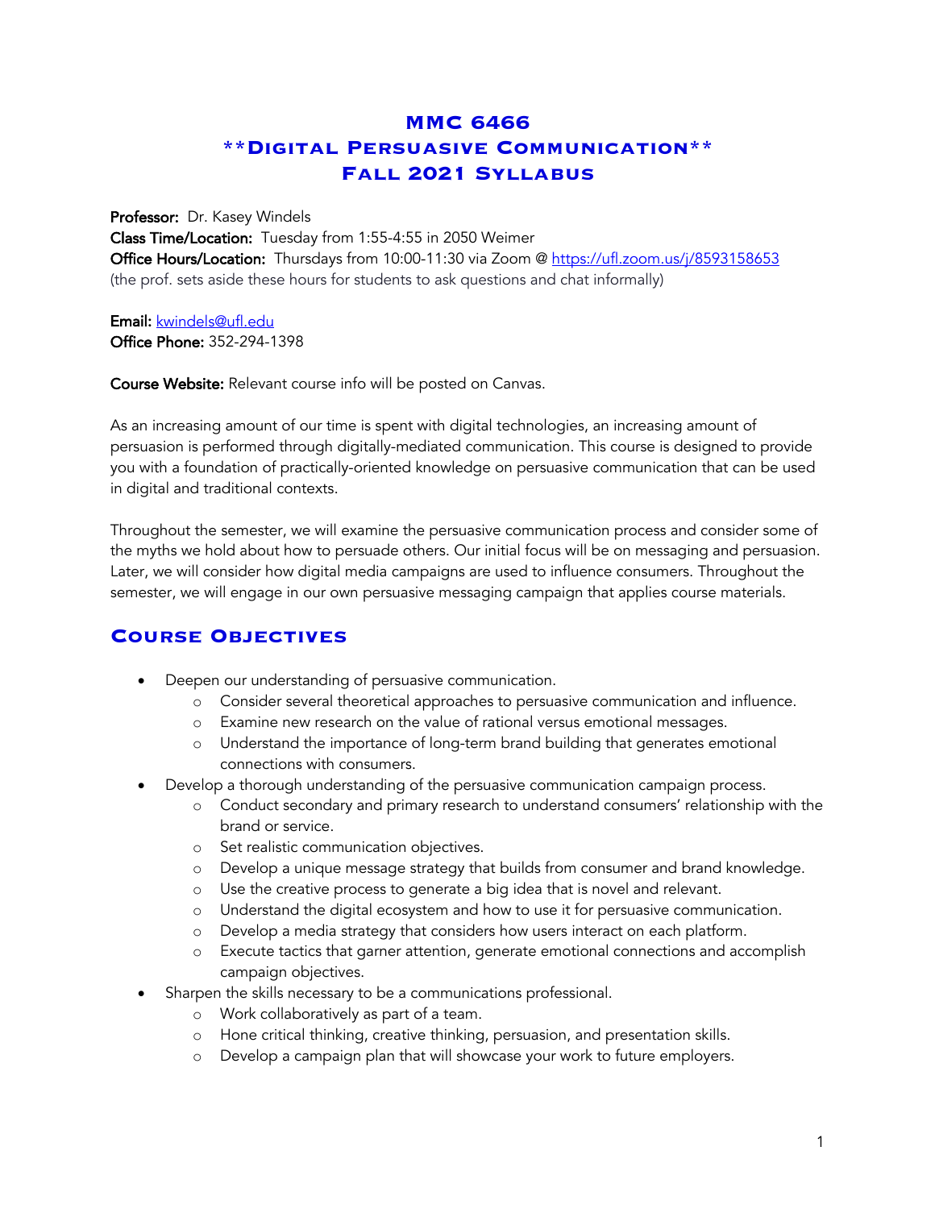# MMC 6466
# **Digital Persuasive Communication**
# Fall 2021 Syllabus

**Professor:** Dr. Kasey Windels
**Class Time/Location:** Tuesday from 1:55-4:55 in 2050 Weimer
**Office Hours/Location:** Thursdays from 10:00-11:30 via Zoom @ https://ufl.zoom.us/j/8593158653
(the prof. sets aside these hours for students to ask questions and chat informally)

**Email:** kwindels@ufl.edu
**Office Phone:** 352-294-1398

**Course Website:** Relevant course info will be posted on Canvas.

As an increasing amount of our time is spent with digital technologies, an increasing amount of persuasion is performed through digitally-mediated communication. This course is designed to provide you with a foundation of practically-oriented knowledge on persuasive communication that can be used in digital and traditional contexts.

Throughout the semester, we will examine the persuasive communication process and consider some of the myths we hold about how to persuade others. Our initial focus will be on messaging and persuasion. Later, we will consider how digital media campaigns are used to influence consumers. Throughout the semester, we will engage in our own persuasive messaging campaign that applies course materials.

## Course Objectives

- Deepen our understanding of persuasive communication.
    - Consider several theoretical approaches to persuasive communication and influence.
    - Examine new research on the value of rational versus emotional messages.
    - Understand the importance of long-term brand building that generates emotional connections with consumers.
- Develop a thorough understanding of the persuasive communication campaign process.
    - Conduct secondary and primary research to understand consumers' relationship with the brand or service.
    - Set realistic communication objectives.
    - Develop a unique message strategy that builds from consumer and brand knowledge.
    - Use the creative process to generate a big idea that is novel and relevant.
    - Understand the digital ecosystem and how to use it for persuasive communication.
    - Develop a media strategy that considers how users interact on each platform.
    - Execute tactics that garner attention, generate emotional connections and accomplish campaign objectives.
- Sharpen the skills necessary to be a communications professional.
    - Work collaboratively as part of a team.
    - Hone critical thinking, creative thinking, persuasion, and presentation skills.
    - Develop a campaign plan that will showcase your work to future employers.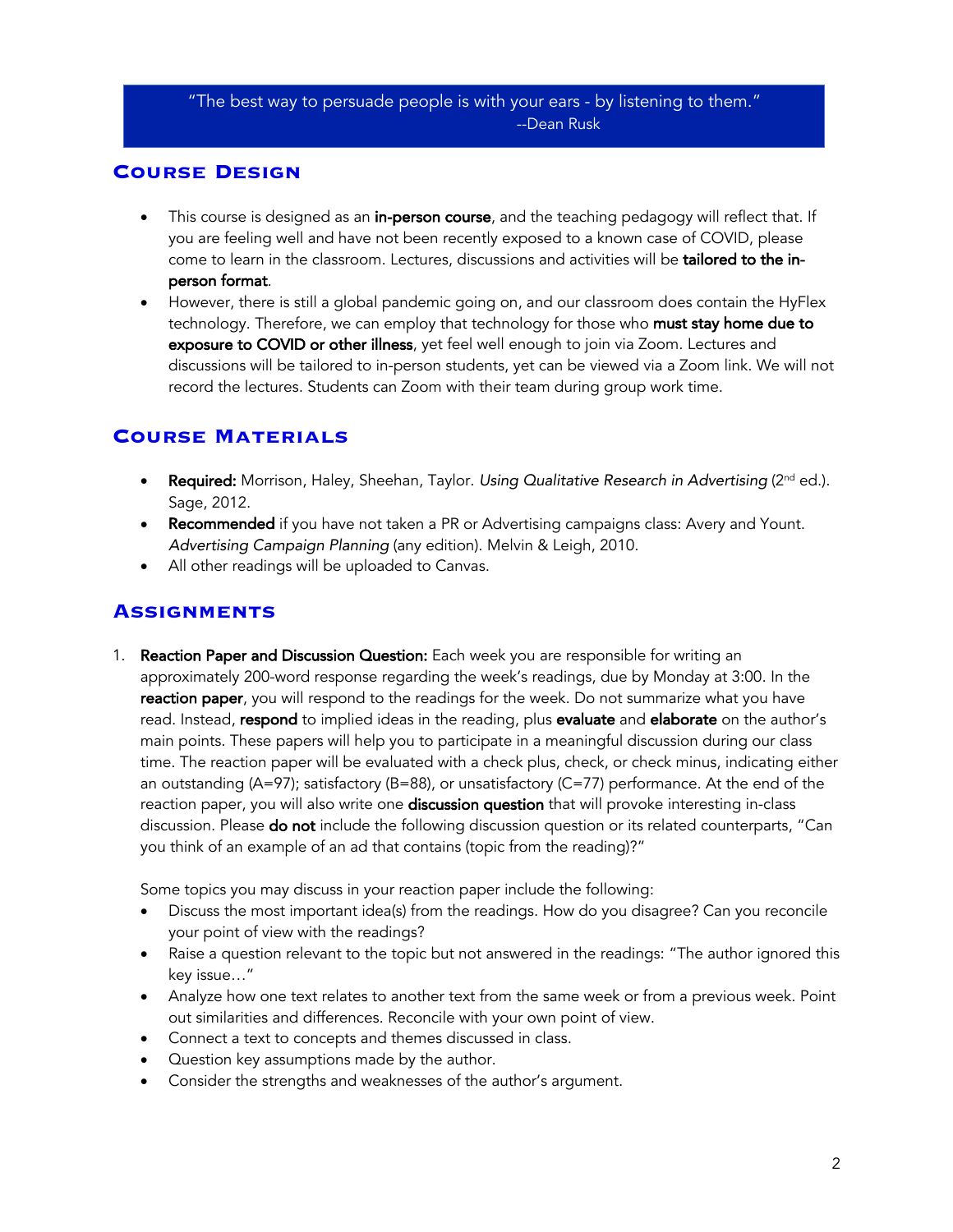> "The best way to persuade people is with your ears - by listening to them."
> --Dean Rusk

## Course Design

- This course is designed as an **in-person course**, and the teaching pedagogy will reflect that. If you are feeling well and have not been recently exposed to a known case of COVID, please come to learn in the classroom. Lectures, discussions and activities will be **tailored to the in-person format**.
- However, there is still a global pandemic going on, and our classroom does contain the HyFlex technology. Therefore, we can employ that technology for those who **must stay home due to exposure to COVID or other illness**, yet feel well enough to join via Zoom. Lectures and discussions will be tailored to in-person students, yet can be viewed via a Zoom link. We will not record the lectures. Students can Zoom with their team during group work time.

## Course Materials

- **Required:** Morrison, Haley, Sheehan, Taylor. *Using Qualitative Research in Advertising* (2nd ed.). Sage, 2012.
- **Recommended** if you have not taken a PR or Advertising campaigns class: Avery and Yount. *Advertising Campaign Planning* (any edition). Melvin & Leigh, 2010.
- All other readings will be uploaded to Canvas.

## Assignments

1. **Reaction Paper and Discussion Question:** Each week you are responsible for writing an approximately 200-word response regarding the week's readings, due by Monday at 3:00. In the **reaction paper**, you will respond to the readings for the week. Do not summarize what you have read. Instead, **respond** to implied ideas in the reading, plus **evaluate** and **elaborate** on the author's main points. These papers will help you to participate in a meaningful discussion during our class time. The reaction paper will be evaluated with a check plus, check, or check minus, indicating either an outstanding (A=97); satisfactory (B=88), or unsatisfactory (C=77) performance. At the end of the reaction paper, you will also write one **discussion question** that will provoke interesting in-class discussion. Please **do not** include the following discussion question or its related counterparts, "Can you think of an example of an ad that contains (topic from the reading)?"

   Some topics you may discuss in your reaction paper include the following:

   - Discuss the most important idea(s) from the readings. How do you disagree? Can you reconcile your point of view with the readings?
   - Raise a question relevant to the topic but not answered in the readings: "The author ignored this key issue…"
   - Analyze how one text relates to another text from the same week or from a previous week. Point out similarities and differences. Reconcile with your own point of view.
   - Connect a text to concepts and themes discussed in class.
   - Question key assumptions made by the author.
   - Consider the strengths and weaknesses of the author's argument.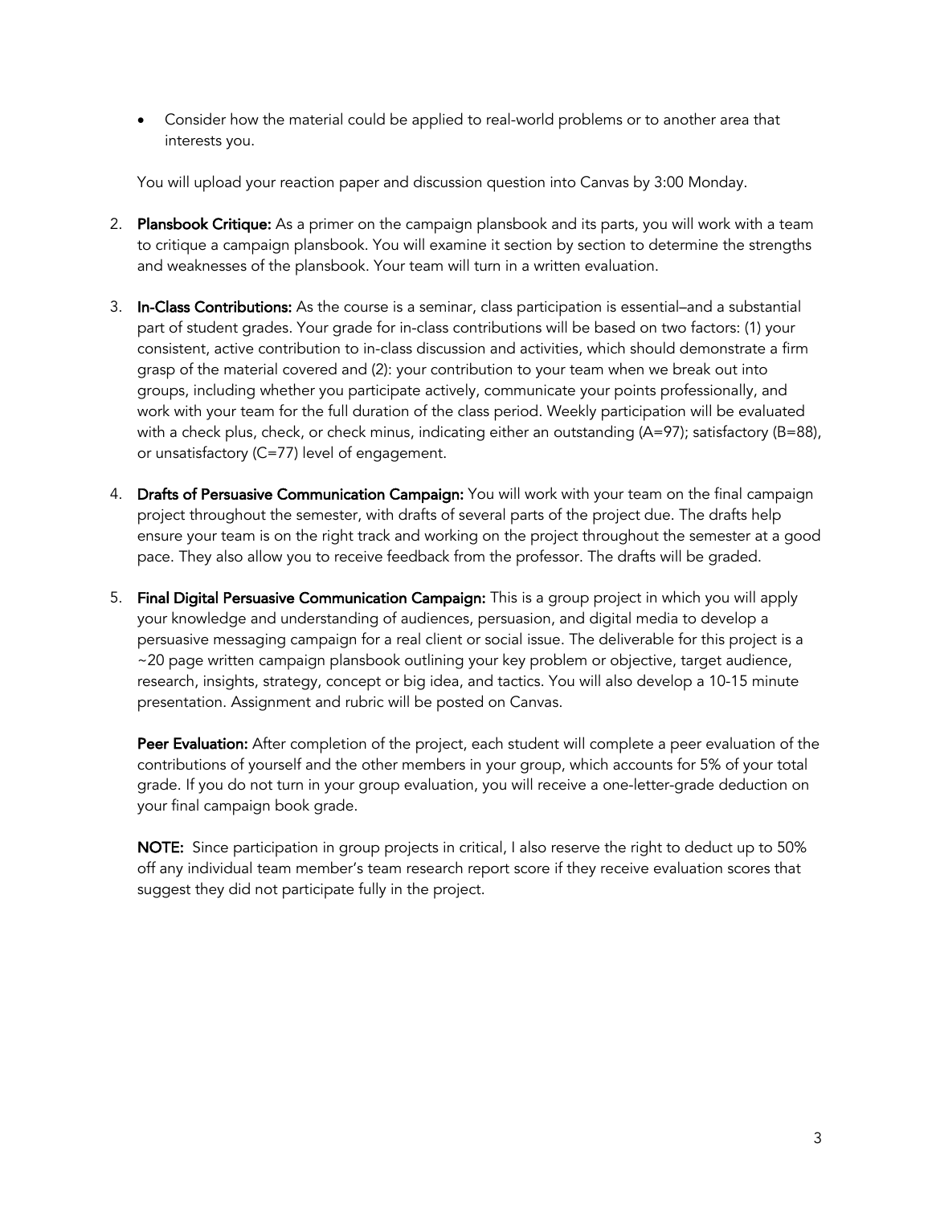- Consider how the material could be applied to real-world problems or to another area that interests you.

You will upload your reaction paper and discussion question into Canvas by 3:00 Monday.

2. **Plansbook Critique:** As a primer on the campaign plansbook and its parts, you will work with a team to critique a campaign plansbook. You will examine it section by section to determine the strengths and weaknesses of the plansbook. Your team will turn in a written evaluation.

3. **In-Class Contributions:** As the course is a seminar, class participation is essential–and a substantial part of student grades. Your grade for in-class contributions will be based on two factors: (1) your consistent, active contribution to in-class discussion and activities, which should demonstrate a firm grasp of the material covered and (2): your contribution to your team when we break out into groups, including whether you participate actively, communicate your points professionally, and work with your team for the full duration of the class period. Weekly participation will be evaluated with a check plus, check, or check minus, indicating either an outstanding (A=97); satisfactory (B=88), or unsatisfactory (C=77) level of engagement.

4. **Drafts of Persuasive Communication Campaign:** You will work with your team on the final campaign project throughout the semester, with drafts of several parts of the project due. The drafts help ensure your team is on the right track and working on the project throughout the semester at a good pace. They also allow you to receive feedback from the professor. The drafts will be graded.

5. **Final Digital Persuasive Communication Campaign:** This is a group project in which you will apply your knowledge and understanding of audiences, persuasion, and digital media to develop a persuasive messaging campaign for a real client or social issue. The deliverable for this project is a ~20 page written campaign plansbook outlining your key problem or objective, target audience, research, insights, strategy, concept or big idea, and tactics. You will also develop a 10-15 minute presentation. Assignment and rubric will be posted on Canvas.

   **Peer Evaluation:** After completion of the project, each student will complete a peer evaluation of the contributions of yourself and the other members in your group, which accounts for 5% of your total grade. If you do not turn in your group evaluation, you will receive a one-letter-grade deduction on your final campaign book grade.

   **NOTE:** Since participation in group projects in critical, I also reserve the right to deduct up to 50% off any individual team member's team research report score if they receive evaluation scores that suggest they did not participate fully in the project.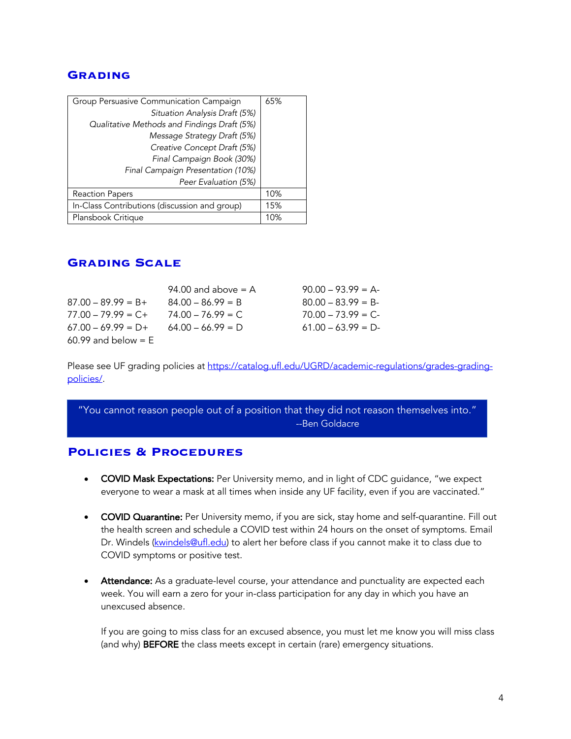## Grading

| Group Persuasive Communication Campaign | 65% |
|---|---|
| *Situation Analysis Draft (5%)* | |
| *Qualitative Methods and Findings Draft (5%)* | |
| *Message Strategy Draft (5%)* | |
| *Creative Concept Draft (5%)* | |
| *Final Campaign Book (30%)* | |
| *Final Campaign Presentation (10%)* | |
| *Peer Evaluation (5%)* | |
| Reaction Papers | 10% |
| In-Class Contributions (discussion and group) | 15% |
| Plansbook Critique | 10% |

## Grading Scale

| | | |
|---|---|---|
| | 94.00 and above = A | 90.00 – 93.99 = A- |
| 87.00 – 89.99 = B+ | 84.00 – 86.99 = B | 80.00 – 83.99 = B- |
| 77.00 – 79.99 = C+ | 74.00 – 76.99 = C | 70.00 – 73.99 = C- |
| 67.00 – 69.99 = D+ | 64.00 – 66.99 = D | 61.00 – 63.99 = D- |
| 60.99 and below = E | | |

Please see UF grading policies at [https://catalog.ufl.edu/UGRD/academic-regulations/grades-grading-policies/](https://catalog.ufl.edu/UGRD/academic-regulations/grades-grading-policies/).

> "You cannot reason people out of a position that they did not reason themselves into."
> --Ben Goldacre

## Policies & Procedures

- **COVID Mask Expectations:** Per University memo, and in light of CDC guidance, "we expect everyone to wear a mask at all times when inside any UF facility, even if you are vaccinated."

- **COVID Quarantine:** Per University memo, if you are sick, stay home and self-quarantine. Fill out the health screen and schedule a COVID test within 24 hours on the onset of symptoms. Email Dr. Windels ([kwindels@ufl.edu](mailto:kwindels@ufl.edu)) to alert her before class if you cannot make it to class due to COVID symptoms or positive test.

- **Attendance:** As a graduate-level course, your attendance and punctuality are expected each week. You will earn a zero for your in-class participation for any day in which you have an unexcused absence.

  If you are going to miss class for an excused absence, you must let me know you will miss class (and why) **BEFORE** the class meets except in certain (rare) emergency situations.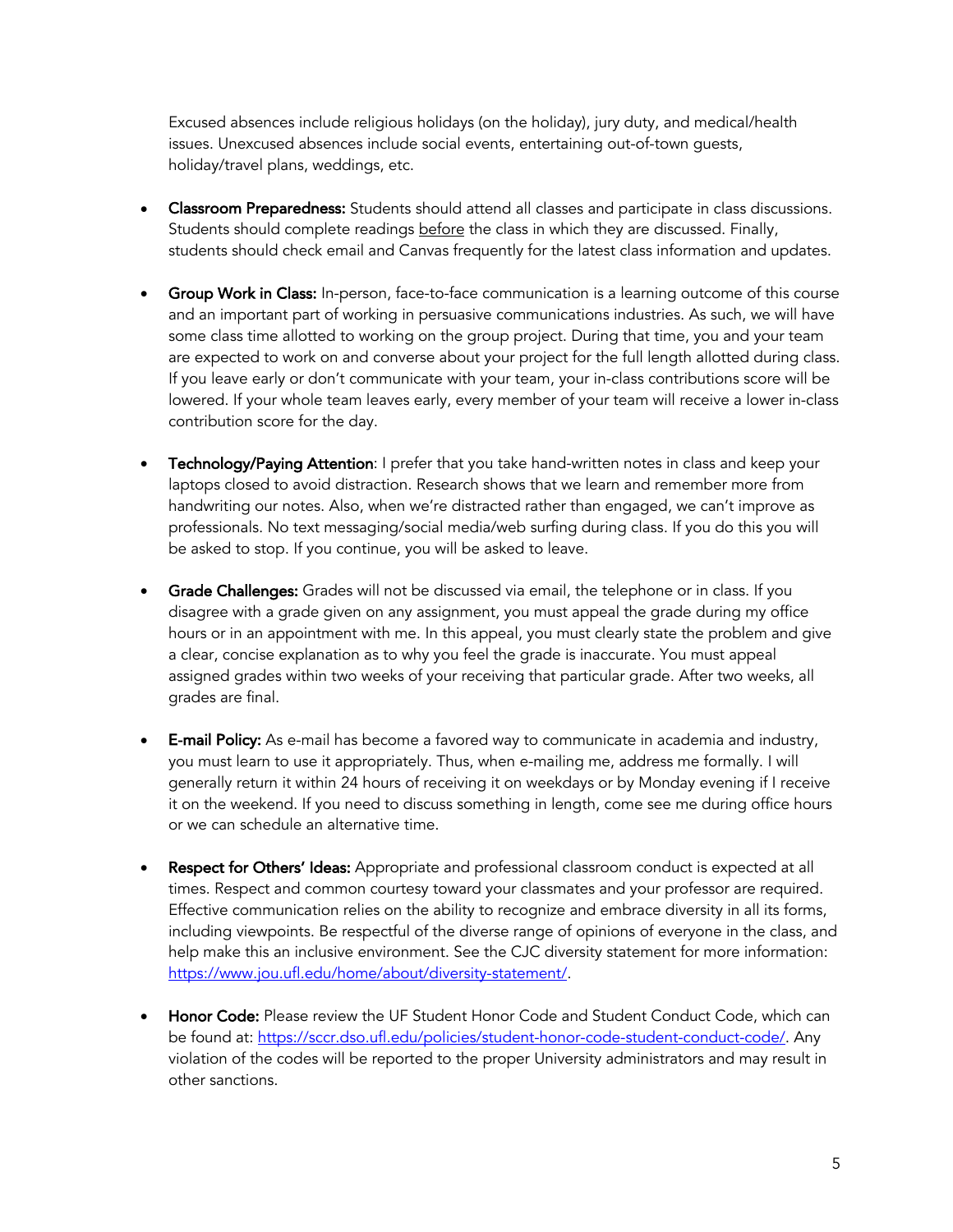Excused absences include religious holidays (on the holiday), jury duty, and medical/health issues. Unexcused absences include social events, entertaining out-of-town guests, holiday/travel plans, weddings, etc.

- **Classroom Preparedness:** Students should attend all classes and participate in class discussions. Students should complete readings <u>before</u> the class in which they are discussed. Finally, students should check email and Canvas frequently for the latest class information and updates.

- **Group Work in Class:** In-person, face-to-face communication is a learning outcome of this course and an important part of working in persuasive communications industries. As such, we will have some class time allotted to working on the group project. During that time, you and your team are expected to work on and converse about your project for the full length allotted during class. If you leave early or don't communicate with your team, your in-class contributions score will be lowered. If your whole team leaves early, every member of your team will receive a lower in-class contribution score for the day.

- **Technology/Paying Attention**: I prefer that you take hand-written notes in class and keep your laptops closed to avoid distraction. Research shows that we learn and remember more from handwriting our notes. Also, when we're distracted rather than engaged, we can't improve as professionals. No text messaging/social media/web surfing during class. If you do this you will be asked to stop. If you continue, you will be asked to leave.

- **Grade Challenges:** Grades will not be discussed via email, the telephone or in class. If you disagree with a grade given on any assignment, you must appeal the grade during my office hours or in an appointment with me. In this appeal, you must clearly state the problem and give a clear, concise explanation as to why you feel the grade is inaccurate. You must appeal assigned grades within two weeks of your receiving that particular grade. After two weeks, all grades are final.

- **E-mail Policy:** As e-mail has become a favored way to communicate in academia and industry, you must learn to use it appropriately. Thus, when e-mailing me, address me formally. I will generally return it within 24 hours of receiving it on weekdays or by Monday evening if I receive it on the weekend. If you need to discuss something in length, come see me during office hours or we can schedule an alternative time.

- **Respect for Others' Ideas:** Appropriate and professional classroom conduct is expected at all times. Respect and common courtesy toward your classmates and your professor are required. Effective communication relies on the ability to recognize and embrace diversity in all its forms, including viewpoints. Be respectful of the diverse range of opinions of everyone in the class, and help make this an inclusive environment. See the CJC diversity statement for more information: [https://www.jou.ufl.edu/home/about/diversity-statement/](https://www.jou.ufl.edu/home/about/diversity-statement/).

- **Honor Code:** Please review the UF Student Honor Code and Student Conduct Code, which can be found at: [https://sccr.dso.ufl.edu/policies/student-honor-code-student-conduct-code/](https://sccr.dso.ufl.edu/policies/student-honor-code-student-conduct-code/). Any violation of the codes will be reported to the proper University administrators and may result in other sanctions.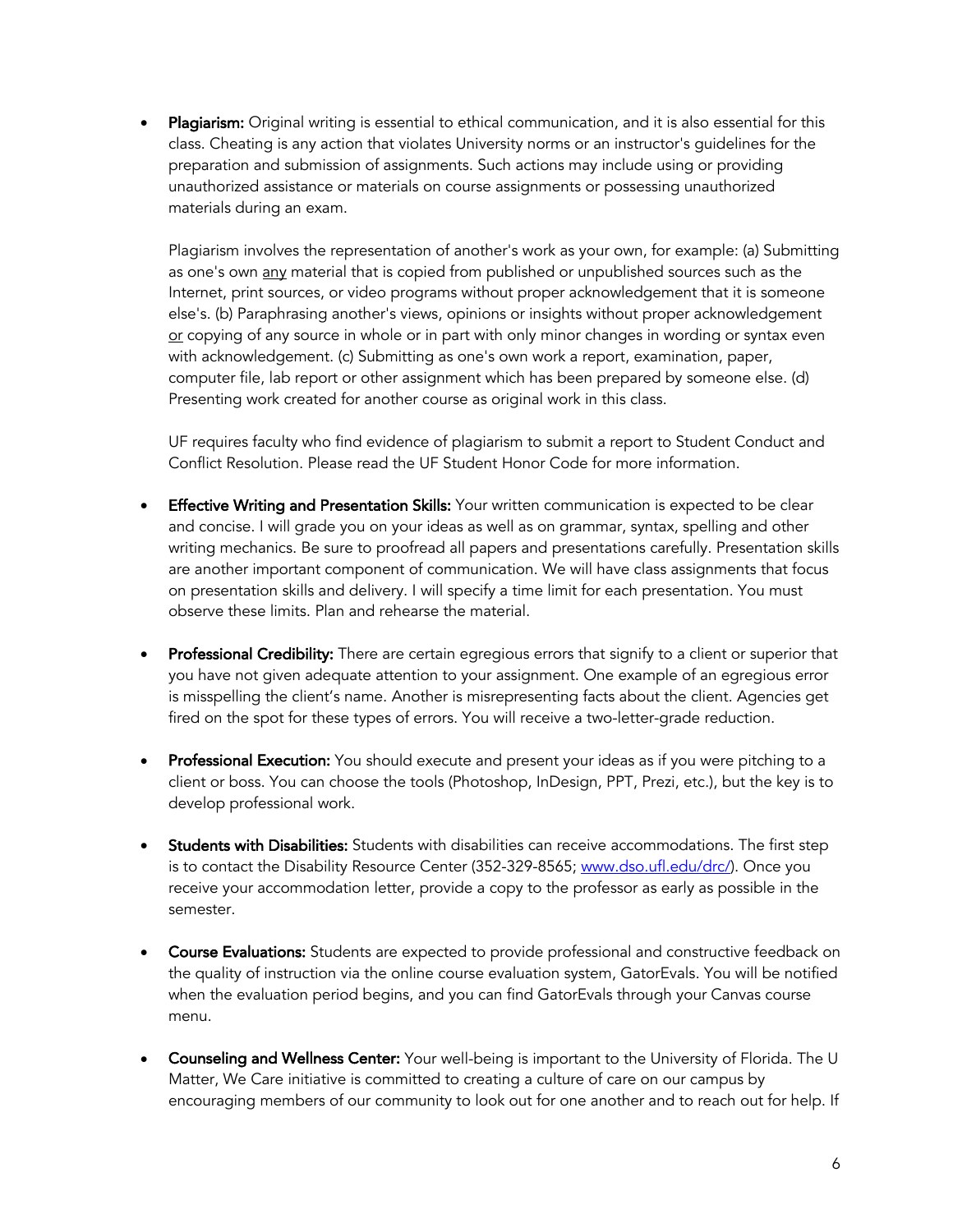- **Plagiarism:** Original writing is essential to ethical communication, and it is also essential for this class. Cheating is any action that violates University norms or an instructor's guidelines for the preparation and submission of assignments. Such actions may include using or providing unauthorized assistance or materials on course assignments or possessing unauthorized materials during an exam.

  Plagiarism involves the representation of another's work as your own, for example: (a) Submitting as one's own <u>any</u> material that is copied from published or unpublished sources such as the Internet, print sources, or video programs without proper acknowledgement that it is someone else's. (b) Paraphrasing another's views, opinions or insights without proper acknowledgement <u>or</u> copying of any source in whole or in part with only minor changes in wording or syntax even with acknowledgement. (c) Submitting as one's own work a report, examination, paper, computer file, lab report or other assignment which has been prepared by someone else. (d) Presenting work created for another course as original work in this class.

  UF requires faculty who find evidence of plagiarism to submit a report to Student Conduct and Conflict Resolution. Please read the UF Student Honor Code for more information.

- **Effective Writing and Presentation Skills:** Your written communication is expected to be clear and concise. I will grade you on your ideas as well as on grammar, syntax, spelling and other writing mechanics. Be sure to proofread all papers and presentations carefully. Presentation skills are another important component of communication. We will have class assignments that focus on presentation skills and delivery. I will specify a time limit for each presentation. You must observe these limits. Plan and rehearse the material.

- **Professional Credibility:** There are certain egregious errors that signify to a client or superior that you have not given adequate attention to your assignment. One example of an egregious error is misspelling the client's name. Another is misrepresenting facts about the client. Agencies get fired on the spot for these types of errors. You will receive a two-letter-grade reduction.

- **Professional Execution:** You should execute and present your ideas as if you were pitching to a client or boss. You can choose the tools (Photoshop, InDesign, PPT, Prezi, etc.), but the key is to develop professional work.

- **Students with Disabilities:** Students with disabilities can receive accommodations. The first step is to contact the Disability Resource Center (352-329-8565; [www.dso.ufl.edu/drc/](www.dso.ufl.edu/drc/)). Once you receive your accommodation letter, provide a copy to the professor as early as possible in the semester.

- **Course Evaluations:** Students are expected to provide professional and constructive feedback on the quality of instruction via the online course evaluation system, GatorEvals. You will be notified when the evaluation period begins, and you can find GatorEvals through your Canvas course menu.

- **Counseling and Wellness Center:** Your well-being is important to the University of Florida. The U Matter, We Care initiative is committed to creating a culture of care on our campus by encouraging members of our community to look out for one another and to reach out for help. If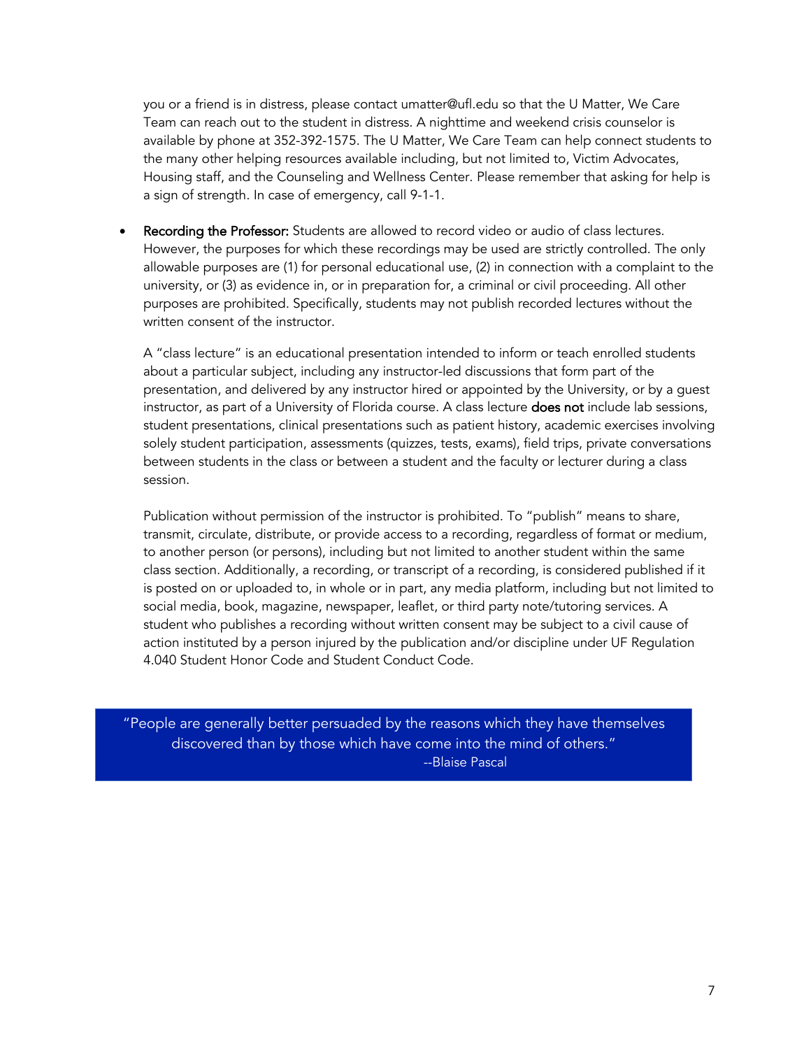you or a friend is in distress, please contact umatter@ufl.edu so that the U Matter, We Care Team can reach out to the student in distress. A nighttime and weekend crisis counselor is available by phone at 352-392-1575. The U Matter, We Care Team can help connect students to the many other helping resources available including, but not limited to, Victim Advocates, Housing staff, and the Counseling and Wellness Center. Please remember that asking for help is a sign of strength. In case of emergency, call 9-1-1.

- **Recording the Professor:** Students are allowed to record video or audio of class lectures. However, the purposes for which these recordings may be used are strictly controlled. The only allowable purposes are (1) for personal educational use, (2) in connection with a complaint to the university, or (3) as evidence in, or in preparation for, a criminal or civil proceeding. All other purposes are prohibited. Specifically, students may not publish recorded lectures without the written consent of the instructor.

  A "class lecture" is an educational presentation intended to inform or teach enrolled students about a particular subject, including any instructor-led discussions that form part of the presentation, and delivered by any instructor hired or appointed by the University, or by a guest instructor, as part of a University of Florida course. A class lecture **does not** include lab sessions, student presentations, clinical presentations such as patient history, academic exercises involving solely student participation, assessments (quizzes, tests, exams), field trips, private conversations between students in the class or between a student and the faculty or lecturer during a class session.

  Publication without permission of the instructor is prohibited. To "publish" means to share, transmit, circulate, distribute, or provide access to a recording, regardless of format or medium, to another person (or persons), including but not limited to another student within the same class section. Additionally, a recording, or transcript of a recording, is considered published if it is posted on or uploaded to, in whole or in part, any media platform, including but not limited to social media, book, magazine, newspaper, leaflet, or third party note/tutoring services. A student who publishes a recording without written consent may be subject to a civil cause of action instituted by a person injured by the publication and/or discipline under UF Regulation 4.040 Student Honor Code and Student Conduct Code.

> "People are generally better persuaded by the reasons which they have themselves discovered than by those which have come into the mind of others."
> --Blaise Pascal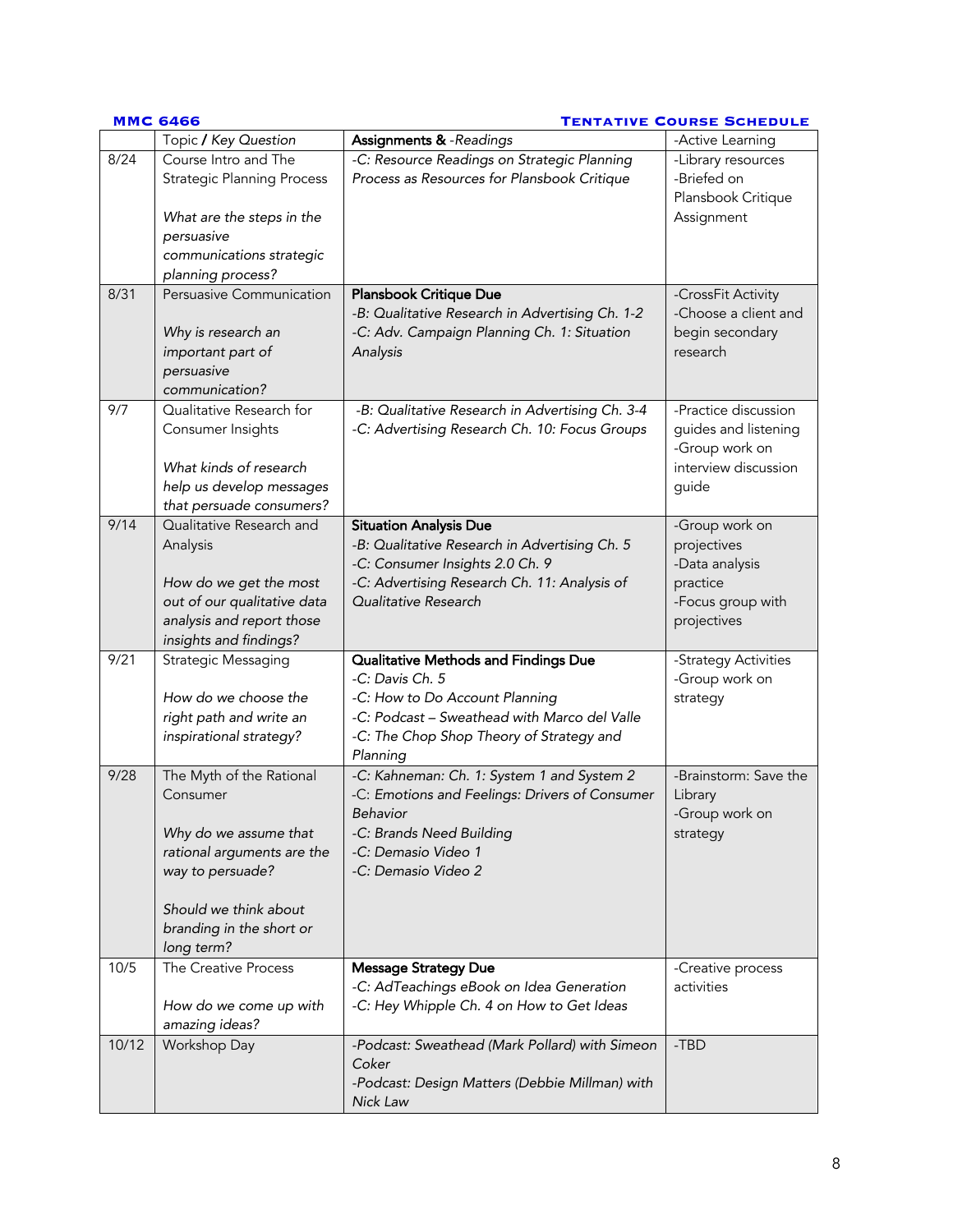**MMC 6466** **TENTATIVE COURSE SCHEDULE**

| | Topic / *Key Question* | **Assignments** & *-Readings* | -Active Learning |
|---|---|---|---|
| 8/24 | Course Intro and The Strategic Planning Process<br><br>*What are the steps in the persuasive communications strategic planning process?* | *-C: Resource Readings on Strategic Planning Process as Resources for Plansbook Critique* | -Library resources<br>-Briefed on Plansbook Critique Assignment |
| 8/31 | Persuasive Communication<br><br>*Why is research an important part of persuasive communication?* | **Plansbook Critique Due**<br>*-B: Qualitative Research in Advertising Ch. 1-2*<br>*-C: Adv. Campaign Planning Ch. 1: Situation Analysis* | -CrossFit Activity<br>-Choose a client and begin secondary research |
| 9/7 | Qualitative Research for Consumer Insights<br><br>*What kinds of research help us develop messages that persuade consumers?* | *-B: Qualitative Research in Advertising Ch. 3-4*<br>*-C: Advertising Research Ch. 10: Focus Groups* | -Practice discussion guides and listening<br>-Group work on interview discussion guide |
| 9/14 | Qualitative Research and Analysis<br><br>*How do we get the most out of our qualitative data analysis and report those insights and findings?* | **Situation Analysis Due**<br>*-B: Qualitative Research in Advertising Ch. 5*<br>*-C: Consumer Insights 2.0 Ch. 9*<br>*-C: Advertising Research Ch. 11: Analysis of Qualitative Research* | -Group work on projectives<br>-Data analysis practice<br>-Focus group with projectives |
| 9/21 | Strategic Messaging<br><br>*How do we choose the right path and write an inspirational strategy?* | **Qualitative Methods and Findings Due**<br>*-C: Davis Ch. 5*<br>*-C: How to Do Account Planning*<br>*-C: Podcast – Sweathead with Marco del Valle*<br>*-C: The Chop Shop Theory of Strategy and Planning* | -Strategy Activities<br>-Group work on strategy |
| 9/28 | The Myth of the Rational Consumer<br><br>*Why do we assume that rational arguments are the way to persuade?*<br><br>*Should we think about branding in the short or long term?* | *-C: Kahneman: Ch. 1: System 1 and System 2*<br>*-C: Emotions and Feelings: Drivers of Consumer Behavior*<br>*-C: Brands Need Building*<br>*-C: Demasio Video 1*<br>*-C: Demasio Video 2* | -Brainstorm: Save the Library<br>-Group work on strategy |
| 10/5 | The Creative Process<br><br>*How do we come up with amazing ideas?* | **Message Strategy Due**<br>*-C: AdTeachings eBook on Idea Generation*<br>*-C: Hey Whipple Ch. 4 on How to Get Ideas* | -Creative process activities |
| 10/12 | Workshop Day | *-Podcast: Sweathead (Mark Pollard) with Simeon Coker*<br>*-Podcast: Design Matters (Debbie Millman) with Nick Law* | -TBD |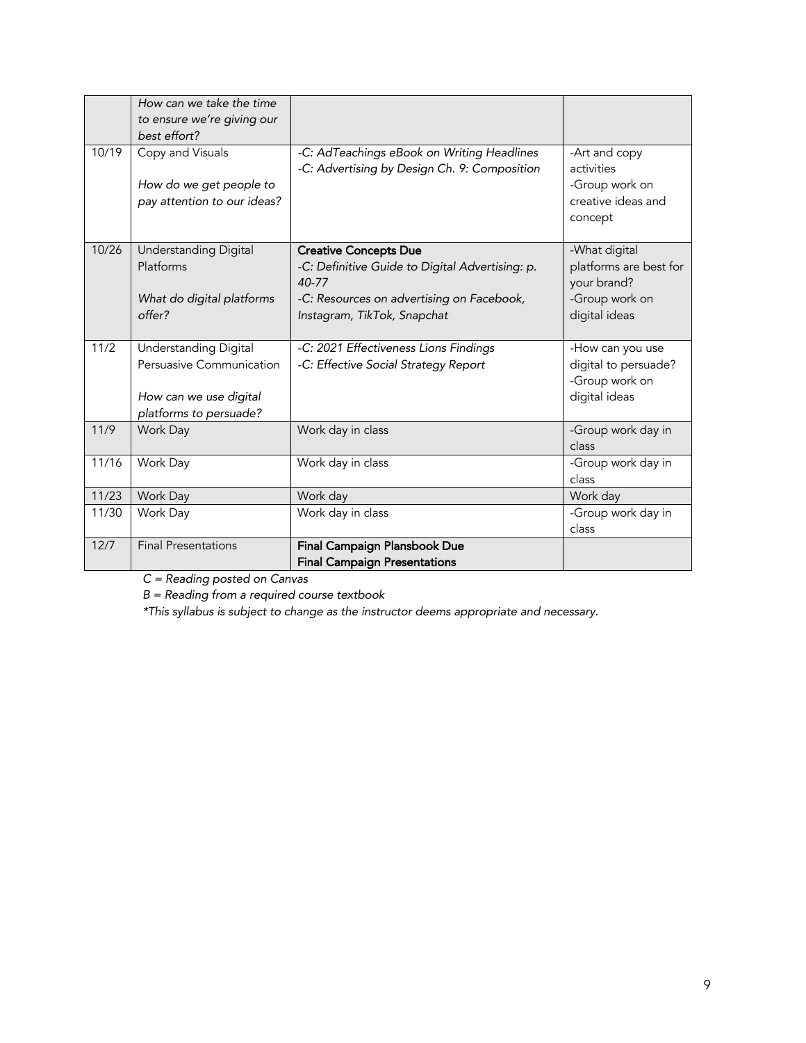| | | | |
|---|---|---|---|
| | *How can we take the time to ensure we're giving our best effort?* | | |
| 10/19 | Copy and Visuals<br><br>*How do we get people to pay attention to our ideas?* | *-C: AdTeachings eBook on Writing Headlines*<br>*-C: Advertising by Design Ch. 9: Composition* | -Art and copy activities<br>-Group work on creative ideas and concept |
| 10/26 | Understanding Digital Platforms<br><br>*What do digital platforms offer?* | **Creative Concepts Due**<br>*-C: Definitive Guide to Digital Advertising: p. 40-77*<br>*-C: Resources on advertising on Facebook, Instagram, TikTok, Snapchat* | -What digital platforms are best for your brand?<br>-Group work on digital ideas |
| 11/2 | Understanding Digital Persuasive Communication<br><br>*How can we use digital platforms to persuade?* | *-C: 2021 Effectiveness Lions Findings*<br>*-C: Effective Social Strategy Report* | -How can you use digital to persuade?<br>-Group work on digital ideas |
| 11/9 | Work Day | Work day in class | -Group work day in class |
| 11/16 | Work Day | Work day in class | -Group work day in class |
| 11/23 | Work Day | Work day | Work day |
| 11/30 | Work Day | Work day in class | -Group work day in class |
| 12/7 | Final Presentations | **Final Campaign Plansbook Due**<br>**Final Campaign Presentations** | |

*C = Reading posted on Canvas*

*B = Reading from a required course textbook*

*\*This syllabus is subject to change as the instructor deems appropriate and necessary.*